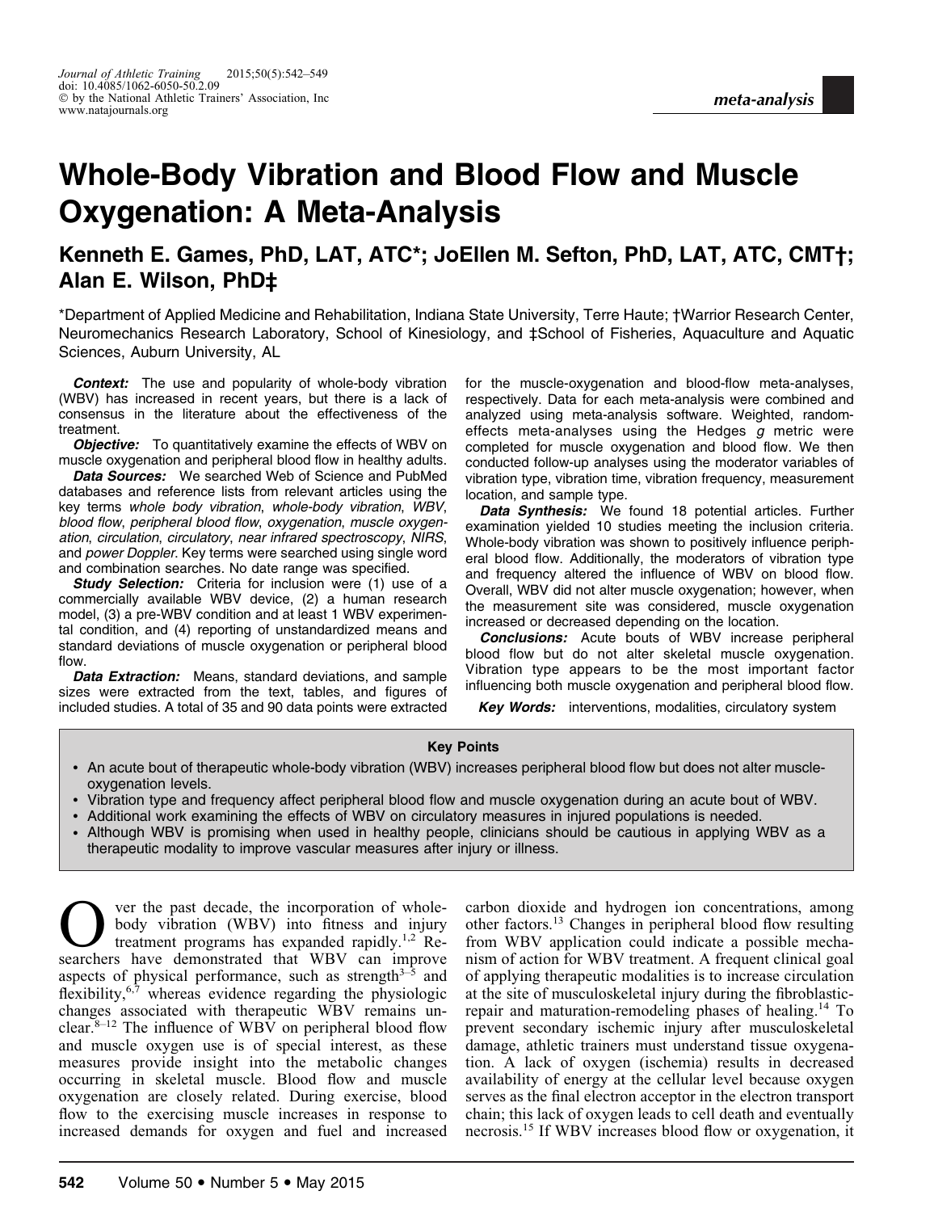# Whole-Body Vibration and Blood Flow and Muscle Oxygenation: A Meta-Analysis

**Kenneth E. Games, PhD, LAT, ATC\*; JoEllen M. Sefton, PhD, LAT, ATC, CMT†; Alan E. Wilson, PhD‡**

\*Department of Applied Medicine and Rehabilitation, Indiana State University, Terre Haute; †Warrior Research Center, Neuromechanics Research Laboratory, School of Kinesiology, and ‡School of Fisheries, Aquaculture and Aquatic Sciences, Auburn University, AL

***Context:*** The use and popularity of whole-body vibration (WBV) has increased in recent years, but there is a lack of consensus in the literature about the effectiveness of the treatment.

***Objective:*** To quantitatively examine the effects of WBV on muscle oxygenation and peripheral blood flow in healthy adults.

***Data Sources:*** We searched Web of Science and PubMed databases and reference lists from relevant articles using the key terms *whole body vibration*, *whole-body vibration*, *WBV*, *blood flow*, *peripheral blood flow*, *oxygenation*, *muscle oxygenation*, *circulation*, *circulatory*, *near infrared spectroscopy*, *NIRS*, and *power Doppler*. Key terms were searched using single word and combination searches. No date range was specified.

***Study Selection:*** Criteria for inclusion were (1) use of a commercially available WBV device, (2) a human research model, (3) a pre-WBV condition and at least 1 WBV experimental condition, and (4) reporting of unstandardized means and standard deviations of muscle oxygenation or peripheral blood flow.

***Data Extraction:*** Means, standard deviations, and sample sizes were extracted from the text, tables, and figures of included studies. A total of 35 and 90 data points were extracted for the muscle-oxygenation and blood-flow meta-analyses, respectively. Data for each meta-analysis were combined and analyzed using meta-analysis software. Weighted, random-effects meta-analyses using the Hedges *g* metric were completed for muscle oxygenation and blood flow. We then conducted follow-up analyses using the moderator variables of vibration type, vibration time, vibration frequency, measurement location, and sample type.

***Data Synthesis:*** We found 18 potential articles. Further examination yielded 10 studies meeting the inclusion criteria. Whole-body vibration was shown to positively influence peripheral blood flow. Additionally, the moderators of vibration type and frequency altered the influence of WBV on blood flow. Overall, WBV did not alter muscle oxygenation; however, when the measurement site was considered, muscle oxygenation increased or decreased depending on the location.

***Conclusions:*** Acute bouts of WBV increase peripheral blood flow but do not alter skeletal muscle oxygenation. Vibration type appears to be the most important factor influencing both muscle oxygenation and peripheral blood flow.

***Key Words:*** interventions, modalities, circulatory system

**Key Points**

- An acute bout of therapeutic whole-body vibration (WBV) increases peripheral blood flow but does not alter muscle-oxygenation levels.
- Vibration type and frequency affect peripheral blood flow and muscle oxygenation during an acute bout of WBV.
- Additional work examining the effects of WBV on circulatory measures in injured populations is needed.
- Although WBV is promising when used in healthy people, clinicians should be cautious in applying WBV as a therapeutic modality to improve vascular measures after injury or illness.

Over the past decade, the incorporation of whole-body vibration (WBV) into fitness and injury treatment programs has expanded rapidly.[1,2] Researchers have demonstrated that WBV can improve aspects of physical performance, such as strength[3–5] and flexibility,[6,7] whereas evidence regarding the physiologic changes associated with therapeutic WBV remains unclear.[8–12] The influence of WBV on peripheral blood flow and muscle oxygen use is of special interest, as these measures provide insight into the metabolic changes occurring in skeletal muscle. Blood flow and muscle oxygenation are closely related. During exercise, blood flow to the exercising muscle increases in response to increased demands for oxygen and fuel and increased carbon dioxide and hydrogen ion concentrations, among other factors.[13] Changes in peripheral blood flow resulting from WBV application could indicate a possible mechanism of action for WBV treatment. A frequent clinical goal of applying therapeutic modalities is to increase circulation at the site of musculoskeletal injury during the fibroblastic-repair and maturation-remodeling phases of healing.[14] To prevent secondary ischemic injury after musculoskeletal damage, athletic trainers must understand tissue oxygenation. A lack of oxygen (ischemia) results in decreased availability of energy at the cellular level because oxygen serves as the final electron acceptor in the electron transport chain; this lack of oxygen leads to cell death and eventually necrosis.[15] If WBV increases blood flow or oxygenation, it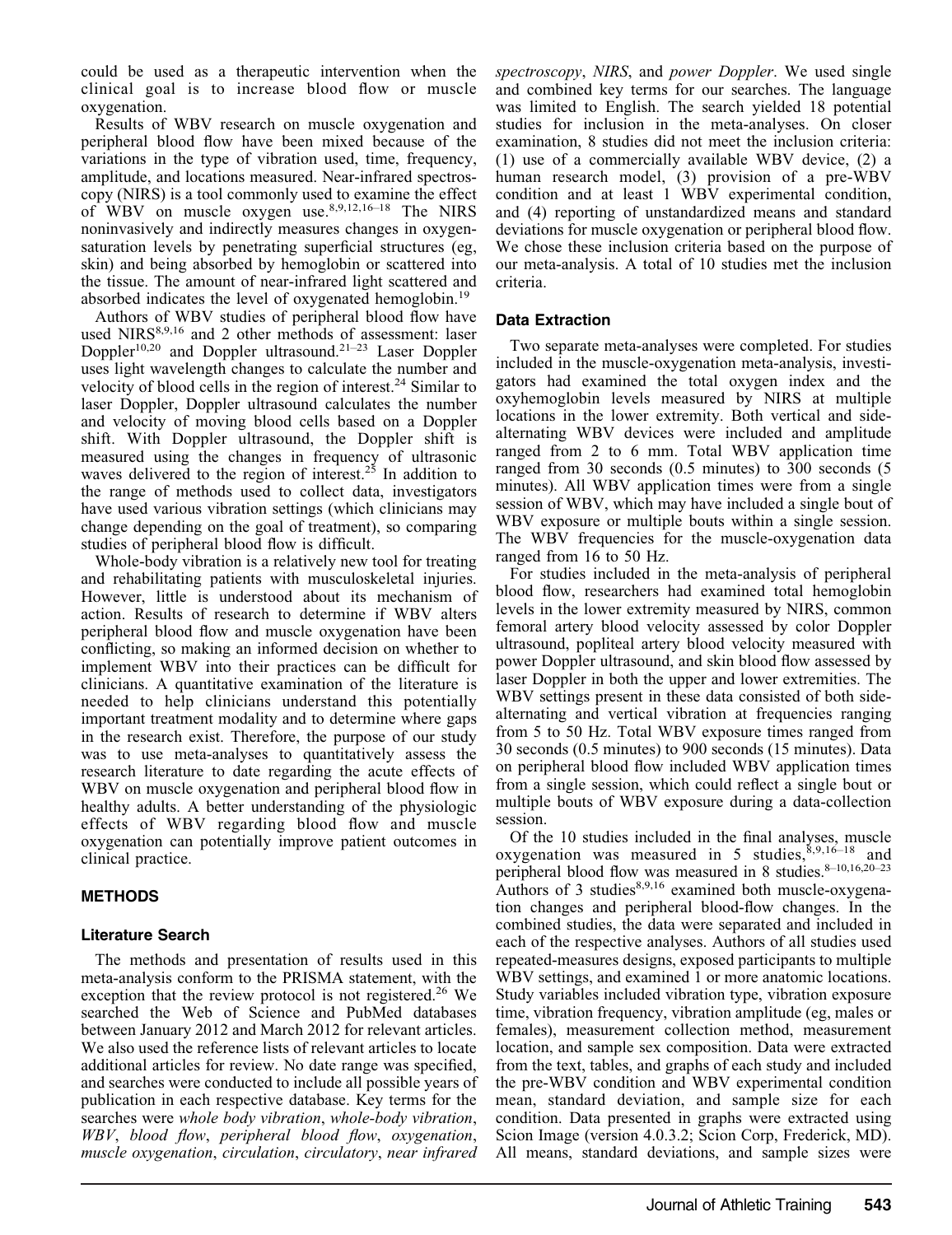could be used as a therapeutic intervention when the clinical goal is to increase blood flow or muscle oxygenation.

Results of WBV research on muscle oxygenation and peripheral blood flow have been mixed because of the variations in the type of vibration used, time, frequency, amplitude, and locations measured. Near-infrared spectroscopy (NIRS) is a tool commonly used to examine the effect of WBV on muscle oxygen use.[8,9,12,16–18] The NIRS noninvasively and indirectly measures changes in oxygen-saturation levels by penetrating superficial structures (eg, skin) and being absorbed by hemoglobin or scattered into the tissue. The amount of near-infrared light scattered and absorbed indicates the level of oxygenated hemoglobin.[19]

Authors of WBV studies of peripheral blood flow have used NIRS[8,9,16] and 2 other methods of assessment: laser Doppler[10,20] and Doppler ultrasound.[21–23] Laser Doppler uses light wavelength changes to calculate the number and velocity of blood cells in the region of interest.[24] Similar to laser Doppler, Doppler ultrasound calculates the number and velocity of moving blood cells based on a Doppler shift. With Doppler ultrasound, the Doppler shift is measured using the changes in frequency of ultrasonic waves delivered to the region of interest.[25] In addition to the range of methods used to collect data, investigators have used various vibration settings (which clinicians may change depending on the goal of treatment), so comparing studies of peripheral blood flow is difficult.

Whole-body vibration is a relatively new tool for treating and rehabilitating patients with musculoskeletal injuries. However, little is understood about its mechanism of action. Results of research to determine if WBV alters peripheral blood flow and muscle oxygenation have been conflicting, so making an informed decision on whether to implement WBV into their practices can be difficult for clinicians. A quantitative examination of the literature is needed to help clinicians understand this potentially important treatment modality and to determine where gaps in the research exist. Therefore, the purpose of our study was to use meta-analyses to quantitatively assess the research literature to date regarding the acute effects of WBV on muscle oxygenation and peripheral blood flow in healthy adults. A better understanding of the physiologic effects of WBV regarding blood flow and muscle oxygenation can potentially improve patient outcomes in clinical practice.

## METHODS

### Literature Search

The methods and presentation of results used in this meta-analysis conform to the PRISMA statement, with the exception that the review protocol is not registered.[26] We searched the Web of Science and PubMed databases between January 2012 and March 2012 for relevant articles. We also used the reference lists of relevant articles to locate additional articles for review. No date range was specified, and searches were conducted to include all possible years of publication in each respective database. Key terms for the searches were *whole body vibration*, *whole-body vibration*, *WBV*, *blood flow*, *peripheral blood flow*, *oxygenation*, *muscle oxygenation*, *circulation*, *circulatory*, *near infrared spectroscopy*, *NIRS*, and *power Doppler*. We used single and combined key terms for our searches. The language was limited to English. The search yielded 18 potential studies for inclusion in the meta-analyses. On closer examination, 8 studies did not meet the inclusion criteria: (1) use of a commercially available WBV device, (2) a human research model, (3) provision of a pre-WBV condition and at least 1 WBV experimental condition, and (4) reporting of unstandardized means and standard deviations for muscle oxygenation or peripheral blood flow. We chose these inclusion criteria based on the purpose of our meta-analysis. A total of 10 studies met the inclusion criteria.

### Data Extraction

Two separate meta-analyses were completed. For studies included in the muscle-oxygenation meta-analysis, investigators had examined the total oxygen index and the oxyhemoglobin levels measured by NIRS at multiple locations in the lower extremity. Both vertical and side-alternating WBV devices were included and amplitude ranged from 2 to 6 mm. Total WBV application time ranged from 30 seconds (0.5 minutes) to 300 seconds (5 minutes). All WBV application times were from a single session of WBV, which may have included a single bout of WBV exposure or multiple bouts within a single session. The WBV frequencies for the muscle-oxygenation data ranged from 16 to 50 Hz.

For studies included in the meta-analysis of peripheral blood flow, researchers had examined total hemoglobin levels in the lower extremity measured by NIRS, common femoral artery blood velocity assessed by color Doppler ultrasound, popliteal artery blood velocity measured with power Doppler ultrasound, and skin blood flow assessed by laser Doppler in both the upper and lower extremities. The WBV settings present in these data consisted of both side-alternating and vertical vibration at frequencies ranging from 5 to 50 Hz. Total WBV exposure times ranged from 30 seconds (0.5 minutes) to 900 seconds (15 minutes). Data on peripheral blood flow included WBV application times from a single session, which could reflect a single bout or multiple bouts of WBV exposure during a data-collection session.

Of the 10 studies included in the final analyses, muscle oxygenation was measured in 5 studies,[8,9,16–18] and peripheral blood flow was measured in 8 studies.[8–10,16,20–23] Authors of 3 studies[8,9,16] examined both muscle-oxygenation changes and peripheral blood-flow changes. In the combined studies, the data were separated and included in each of the respective analyses. Authors of all studies used repeated-measures designs, exposed participants to multiple WBV settings, and examined 1 or more anatomic locations. Study variables included vibration type, vibration exposure time, vibration frequency, vibration amplitude (eg, males or females), measurement collection method, measurement location, and sample sex composition. Data were extracted from the text, tables, and graphs of each study and included the pre-WBV condition and WBV experimental condition mean, standard deviation, and sample size for each condition. Data presented in graphs were extracted using Scion Image (version 4.0.3.2; Scion Corp, Frederick, MD). All means, standard deviations, and sample sizes were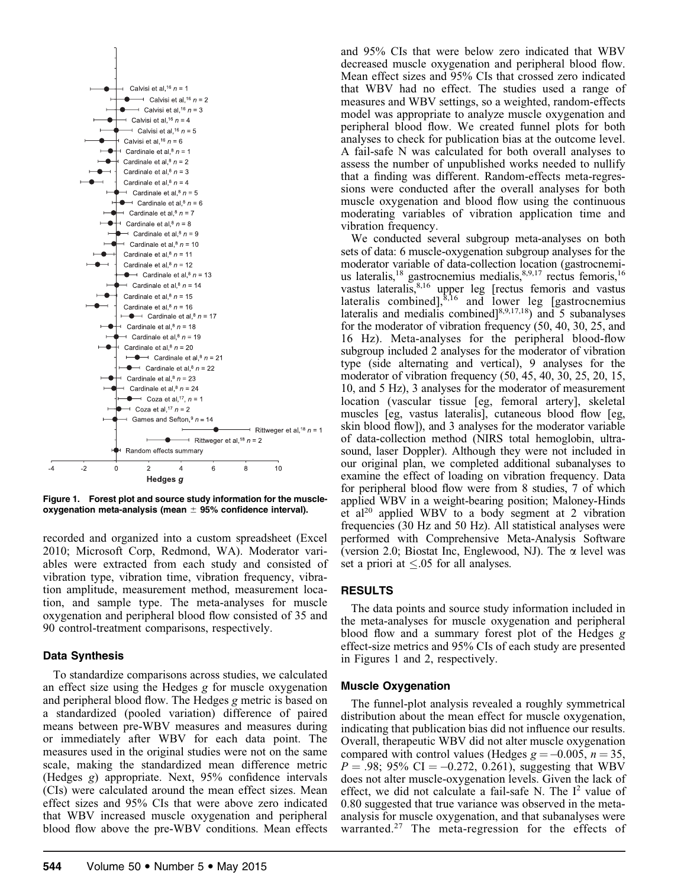Figure 1. Forest plot and source study information for the muscle-oxygenation meta-analysis (mean ± 95% confidence interval).

recorded and organized into a custom spreadsheet (Excel 2010; Microsoft Corp, Redmond, WA). Moderator variables were extracted from each study and consisted of vibration type, vibration time, vibration frequency, vibration amplitude, measurement method, measurement location, and sample type. The meta-analyses for muscle oxygenation and peripheral blood flow consisted of 35 and 90 control-treatment comparisons, respectively.

### Data Synthesis

To standardize comparisons across studies, we calculated an effect size using the Hedges *g* for muscle oxygenation and peripheral blood flow. The Hedges *g* metric is based on a standardized (pooled variation) difference of paired means between pre-WBV measures and measures during or immediately after WBV for each data point. The measures used in the original studies were not on the same scale, making the standardized mean difference metric (Hedges *g*) appropriate. Next, 95% confidence intervals (CIs) were calculated around the mean effect sizes. Mean effect sizes and 95% CIs that were above zero indicated that WBV increased muscle oxygenation and peripheral blood flow above the pre-WBV conditions. Mean effects and 95% CIs that were below zero indicated that WBV decreased muscle oxygenation and peripheral blood flow. Mean effect sizes and 95% CIs that crossed zero indicated that WBV had no effect. The studies used a range of measures and WBV settings, so a weighted, random-effects model was appropriate to analyze muscle oxygenation and peripheral blood flow. We created funnel plots for both analyses to check for publication bias at the outcome level. A fail-safe N was calculated for both overall analyses to assess the number of unpublished works needed to nullify that a finding was different. Random-effects meta-regressions were conducted after the overall analyses for both muscle oxygenation and blood flow using the continuous moderating variables of vibration application time and vibration frequency.

We conducted several subgroup meta-analyses on both sets of data: 6 muscle-oxygenation subgroup analyses for the moderator variable of data-collection location (gastrocnemius lateralis,[18] gastrocnemius medialis,[8,9,17] rectus femoris,[16] vastus lateralis,[8,16] upper leg [rectus femoris and vastus lateralis combined],[8,16] and lower leg [gastrocnemius lateralis and medialis combined][8,9,17,18]) and 5 subanalyses for the moderator of vibration frequency (50, 40, 30, 25, and 16 Hz). Meta-analyses for the peripheral blood-flow subgroup included 2 analyses for the moderator of vibration type (side alternating and vertical), 9 analyses for the moderator of vibration frequency (50, 45, 40, 30, 25, 20, 15, 10, and 5 Hz), 3 analyses for the moderator of measurement location (vascular tissue [eg, femoral artery], skeletal muscles [eg, vastus lateralis], cutaneous blood flow [eg, skin blood flow]), and 3 analyses for the moderator variable of data-collection method (NIRS total hemoglobin, ultrasound, laser Doppler). Although they were not included in our original plan, we completed additional subanalyses to examine the effect of loading on vibration frequency. Data for peripheral blood flow were from 8 studies, 7 of which applied WBV in a weight-bearing position; Maloney-Hinds et al[20] applied WBV to a body segment at 2 vibration frequencies (30 Hz and 50 Hz). All statistical analyses were performed with Comprehensive Meta-Analysis Software (version 2.0; Biostat Inc, Englewood, NJ). The α level was set a priori at ≤.05 for all analyses.

## RESULTS

The data points and source study information included in the meta-analyses for muscle oxygenation and peripheral blood flow and a summary forest plot of the Hedges *g* effect-size metrics and 95% CIs of each study are presented in Figures 1 and 2, respectively.

### Muscle Oxygenation

The funnel-plot analysis revealed a roughly symmetrical distribution about the mean effect for muscle oxygenation, indicating that publication bias did not influence our results. Overall, therapeutic WBV did not alter muscle oxygenation compared with control values (Hedges $g = -0.005$, $n = 35$, $P = .98$; 95% CI = −0.272, 0.261), suggesting that WBV does not alter muscle-oxygenation levels. Given the lack of effect, we did not calculate a fail-safe N. The $I^2$ value of 0.80 suggested that true variance was observed in the meta-analysis for muscle oxygenation, and that subanalyses were warranted.[27] The meta-regression for the effects of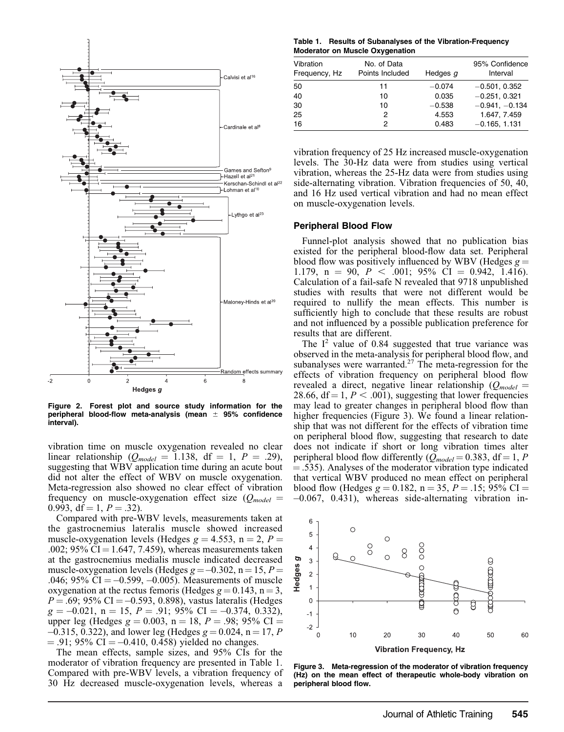Figure 2. Forest plot and source study information for the peripheral blood-flow meta-analysis (mean ± 95% confidence interval).

vibration time on muscle oxygenation revealed no clear linear relationship ($Q_{model}$ = 1.138, df = 1, $P$ = .29), suggesting that WBV application time during an acute bout did not alter the effect of WBV on muscle oxygenation. Meta-regression also showed no clear effect of vibration frequency on muscle-oxygenation effect size ($Q_{model}$ = 0.993, df = 1, $P$ = .32).

Compared with pre-WBV levels, measurements taken at the gastrocnemius lateralis muscle showed increased muscle-oxygenation levels (Hedges $g$ = 4.553, n = 2, $P$ = .002; 95% CI = 1.647, 7.459), whereas measurements taken at the gastrocnemius medialis muscle indicated decreased muscle-oxygenation levels (Hedges $g$ = –0.302, n = 15, $P$ = .046; 95% CI = –0.599, –0.005). Measurements of muscle oxygenation at the rectus femoris (Hedges $g$ = 0.143, n = 3, $P$ = .69; 95% CI = –0.593, 0.898), vastus lateralis (Hedges $g$ = –0.021, n = 15, $P$ = .91; 95% CI = –0.374, 0.332), upper leg (Hedges $g$ = 0.003, n = 18, $P$ = .98; 95% CI = –0.315, 0.322), and lower leg (Hedges $g$ = 0.024, n = 17, $P$ = .91; 95% CI = –0.410, 0.458) yielded no changes.

The mean effects, sample sizes, and 95% CIs for the moderator of vibration frequency are presented in Table 1. Compared with pre-WBV levels, a vibration frequency of 30 Hz decreased muscle-oxygenation levels, whereas a vibration frequency of 25 Hz increased muscle-oxygenation levels. The 30-Hz data were from studies using vertical vibration, whereas the 25-Hz data were from studies using side-alternating vibration. Vibration frequencies of 50, 40, and 16 Hz used vertical vibration and had no mean effect on muscle-oxygenation levels.

**Table 1. Results of Subanalyses of the Vibration-Frequency Moderator on Muscle Oxygenation**

| Vibration Frequency, Hz | No. of Data Points Included | Hedges $g$ | 95% Confidence Interval |
|---|---|---|---|
| 50 | 11 | −0.074 | −0.501, 0.352 |
| 40 | 10 | 0.035 | −0.251, 0.321 |
| 30 | 10 | −0.538 | −0.941, −0.134 |
| 25 | 2 | 4.553 | 1.647, 7.459 |
| 16 | 2 | 0.483 | −0.165, 1.131 |

### Peripheral Blood Flow

Funnel-plot analysis showed that no publication bias existed for the peripheral blood-flow data set. Peripheral blood flow was positively influenced by WBV (Hedges $g$ = 1.179, n = 90, $P$ < .001; 95% CI = 0.942, 1.416). Calculation of a fail-safe N revealed that 9718 unpublished studies with results that were not different would be required to nullify the mean effects. This number is sufficiently high to conclude that these results are robust and not influenced by a possible publication preference for results that are different.

The $I^2$ value of 0.84 suggested that true variance was observed in the meta-analysis for peripheral blood flow, and subanalyses were warranted.[27] The meta-regression for the effects of vibration frequency on peripheral blood flow revealed a direct, negative linear relationship ($Q_{model}$ = 28.66, df = 1, $P$ < .001), suggesting that lower frequencies may lead to greater changes in peripheral blood flow than higher frequencies (Figure 3). We found a linear relationship that was not different for the effects of vibration time on peripheral blood flow, suggesting that research to date does not indicate if short or long vibration times alter peripheral blood flow differently ($Q_{model}$ = 0.383, df = 1, $P$ = .535). Analyses of the moderator vibration type indicated that vertical WBV produced no mean effect on peripheral blood flow (Hedges $g$ = 0.182, n = 35, $P$ = .15; 95% CI = –0.067, 0.431), whereas side-alternating vibration in-

Figure 3. Meta-regression of the moderator of vibration frequency (Hz) on the mean effect of therapeutic whole-body vibration on peripheral blood flow.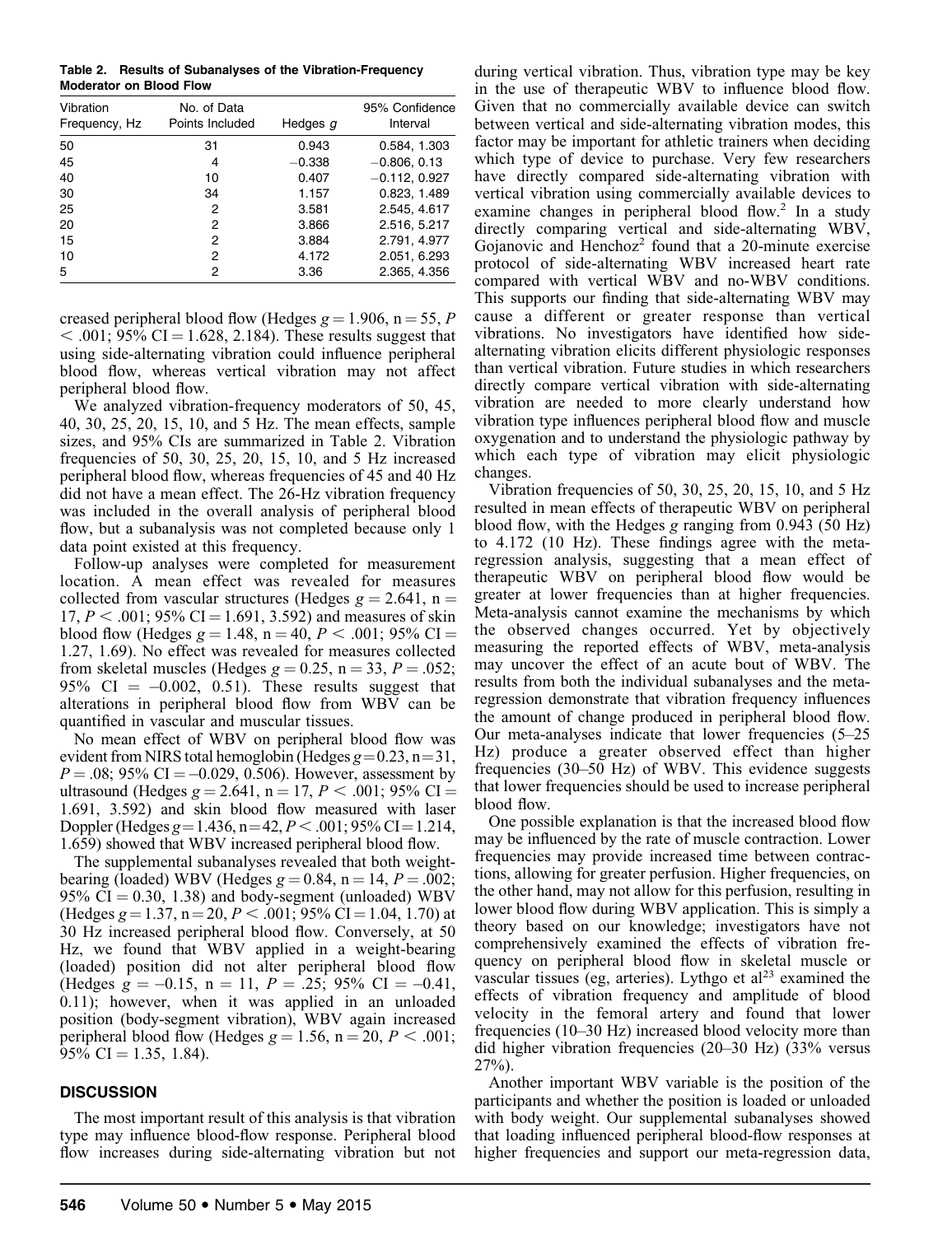**Table 2. Results of Subanalyses of the Vibration-Frequency Moderator on Blood Flow**

| Vibration Frequency, Hz | No. of Data Points Included | Hedges $g$ | 95% Confidence Interval |
|---|---|---|---|
| 50 | 31 | 0.943 | 0.584, 1.303 |
| 45 | 4 | −0.338 | −0.806, 0.13 |
| 40 | 10 | 0.407 | −0.112, 0.927 |
| 30 | 34 | 1.157 | 0.823, 1.489 |
| 25 | 2 | 3.581 | 2.545, 4.617 |
| 20 | 2 | 3.866 | 2.516, 5.217 |
| 15 | 2 | 3.884 | 2.791, 4.977 |
| 10 | 2 | 4.172 | 2.051, 6.293 |
| 5 | 2 | 3.36 | 2.365, 4.356 |

creased peripheral blood flow (Hedges $g = 1.906$, $n = 55$, $P < .001$; 95% CI = 1.628, 2.184). These results suggest that using side-alternating vibration could influence peripheral blood flow, whereas vertical vibration may not affect peripheral blood flow.

We analyzed vibration-frequency moderators of 50, 45, 40, 30, 25, 20, 15, 10, and 5 Hz. The mean effects, sample sizes, and 95% CIs are summarized in Table 2. Vibration frequencies of 50, 30, 25, 20, 15, 10, and 5 Hz increased peripheral blood flow, whereas frequencies of 45 and 40 Hz did not have a mean effect. The 26-Hz vibration frequency was included in the overall analysis of peripheral blood flow, but a subanalysis was not completed because only 1 data point existed at this frequency.

Follow-up analyses were completed for measurement location. A mean effect was revealed for measures collected from vascular structures (Hedges $g = 2.641$, $n = 17$, $P < .001$; 95% CI = 1.691, 3.592) and measures of skin blood flow (Hedges $g = 1.48$, $n = 40$, $P < .001$; 95% CI = 1.27, 1.69). No effect was revealed for measures collected from skeletal muscles (Hedges $g = 0.25$, $n = 33$, $P = .052$; 95% CI = −0.002, 0.51). These results suggest that alterations in peripheral blood flow from WBV can be quantified in vascular and muscular tissues.

No mean effect of WBV on peripheral blood flow was evident from NIRS total hemoglobin (Hedges $g = 0.23$, $n = 31$, $P = .08$; 95% CI = −0.029, 0.506). However, assessment by ultrasound (Hedges $g = 2.641$, $n = 17$, $P < .001$; 95% CI = 1.691, 3.592) and skin blood flow measured with laser Doppler (Hedges $g = 1.436$, $n = 42$, $P < .001$; 95% CI = 1.214, 1.659) showed that WBV increased peripheral blood flow.

The supplemental subanalyses revealed that both weight-bearing (loaded) WBV (Hedges $g = 0.84$, $n = 14$, $P = .002$; 95% CI = 0.30, 1.38) and body-segment (unloaded) WBV (Hedges $g = 1.37$, $n = 20$, $P < .001$; 95% CI = 1.04, 1.70) at 30 Hz increased peripheral blood flow. Conversely, at 50 Hz, we found that WBV applied in a weight-bearing (loaded) position did not alter peripheral blood flow (Hedges $g = -0.15$, $n = 11$, $P = .25$; 95% CI = −0.41, 0.11); however, when it was applied in an unloaded position (body-segment vibration), WBV again increased peripheral blood flow (Hedges $g = 1.56$, $n = 20$, $P < .001$; 95% CI = 1.35, 1.84).

## DISCUSSION

The most important result of this analysis is that vibration type may influence blood-flow response. Peripheral blood flow increases during side-alternating vibration but not during vertical vibration. Thus, vibration type may be key in the use of therapeutic WBV to influence blood flow. Given that no commercially available device can switch between vertical and side-alternating vibration modes, this factor may be important for athletic trainers when deciding which type of device to purchase. Very few researchers have directly compared side-alternating vibration with vertical vibration using commercially available devices to examine changes in peripheral blood flow.[2] In a study directly comparing vertical and side-alternating WBV, Gojanovic and Henchoz[2] found that a 20-minute exercise protocol of side-alternating WBV increased heart rate compared with vertical WBV and no-WBV conditions. This supports our finding that side-alternating WBV may cause a different or greater response than vertical vibrations. No investigators have identified how side-alternating vibration elicits different physiologic responses than vertical vibration. Future studies in which researchers directly compare vertical vibration with side-alternating vibration are needed to more clearly understand how vibration type influences peripheral blood flow and muscle oxygenation and to understand the physiologic pathway by which each type of vibration may elicit physiologic changes.

Vibration frequencies of 50, 30, 25, 20, 15, 10, and 5 Hz resulted in mean effects of therapeutic WBV on peripheral blood flow, with the Hedges $g$ ranging from 0.943 (50 Hz) to 4.172 (10 Hz). These findings agree with the meta-regression analysis, suggesting that a mean effect of therapeutic WBV on peripheral blood flow would be greater at lower frequencies than at higher frequencies. Meta-analysis cannot examine the mechanisms by which the observed changes occurred. Yet by objectively measuring the reported effects of WBV, meta-analysis may uncover the effect of an acute bout of WBV. The results from both the individual subanalyses and the meta-regression demonstrate that vibration frequency influences the amount of change produced in peripheral blood flow. Our meta-analyses indicate that lower frequencies (5–25 Hz) produce a greater observed effect than higher frequencies (30–50 Hz) of WBV. This evidence suggests that lower frequencies should be used to increase peripheral blood flow.

One possible explanation is that the increased blood flow may be influenced by the rate of muscle contraction. Lower frequencies may provide increased time between contractions, allowing for greater perfusion. Higher frequencies, on the other hand, may not allow for this perfusion, resulting in lower blood flow during WBV application. This is simply a theory based on our knowledge; investigators have not comprehensively examined the effects of vibration frequency on peripheral blood flow in skeletal muscle or vascular tissues (eg, arteries). Lythgo et al[23] examined the effects of vibration frequency and amplitude of blood velocity in the femoral artery and found that lower frequencies (10–30 Hz) increased blood velocity more than did higher vibration frequencies (20–30 Hz) (33% versus 27%).

Another important WBV variable is the position of the participants and whether the position is loaded or unloaded with body weight. Our supplemental subanalyses showed that loading influenced peripheral blood-flow responses at higher frequencies and support our meta-regression data,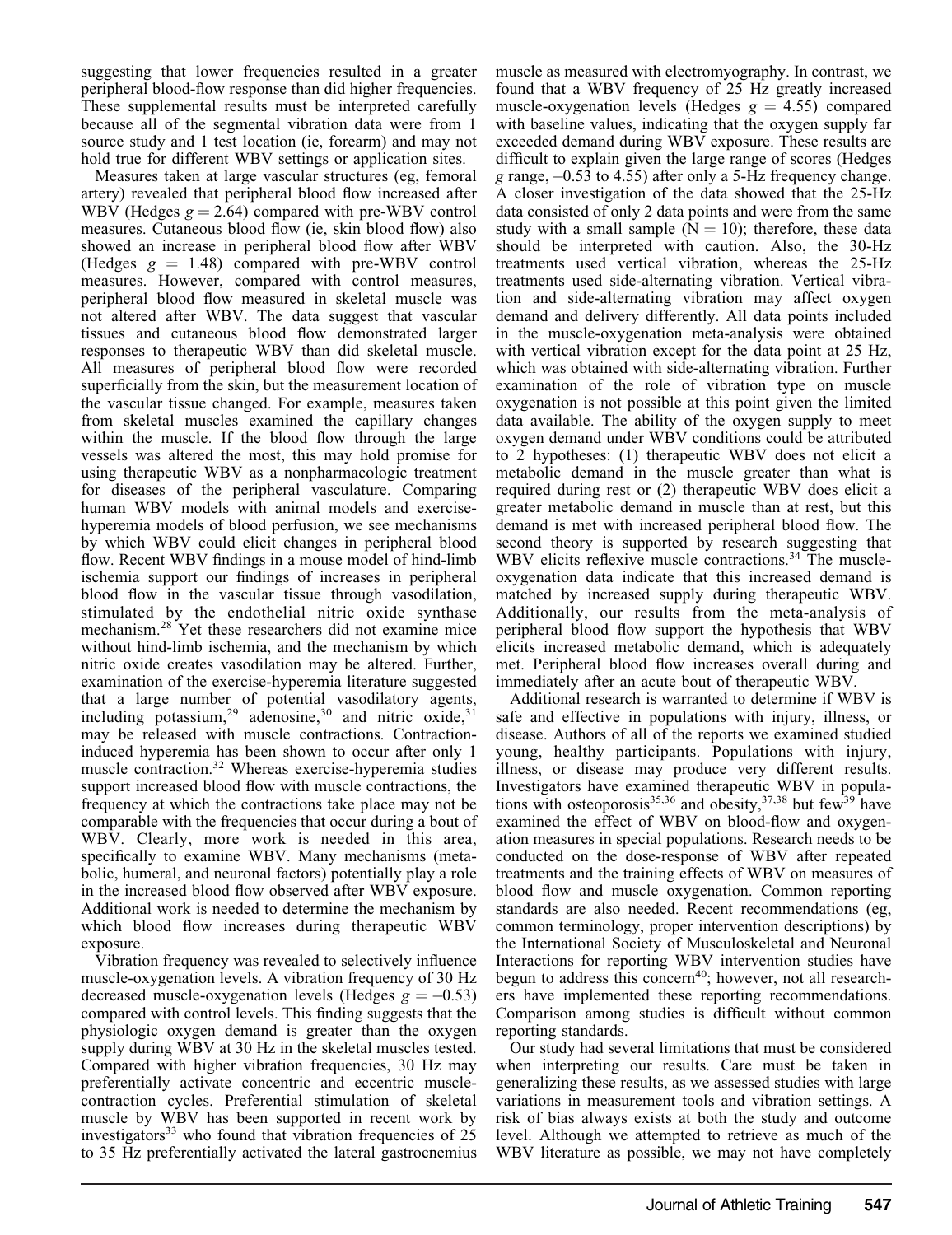suggesting that lower frequencies resulted in a greater peripheral blood-flow response than did higher frequencies. These supplemental results must be interpreted carefully because all of the segmental vibration data were from 1 source study and 1 test location (ie, forearm) and may not hold true for different WBV settings or application sites.

Measures taken at large vascular structures (eg, femoral artery) revealed that peripheral blood flow increased after WBV (Hedges $g = 2.64$) compared with pre-WBV control measures. Cutaneous blood flow (ie, skin blood flow) also showed an increase in peripheral blood flow after WBV (Hedges $g = 1.48$) compared with pre-WBV control measures. However, compared with control measures, peripheral blood flow measured in skeletal muscle was not altered after WBV. The data suggest that vascular tissues and cutaneous blood flow demonstrated larger responses to therapeutic WBV than did skeletal muscle. All measures of peripheral blood flow were recorded superficially from the skin, but the measurement location of the vascular tissue changed. For example, measures taken from skeletal muscles examined the capillary changes within the muscle. If the blood flow through the large vessels was altered the most, this may hold promise for using therapeutic WBV as a nonpharmacologic treatment for diseases of the peripheral vasculature. Comparing human WBV models with animal models and exercise-hyperemia models of blood perfusion, we see mechanisms by which WBV could elicit changes in peripheral blood flow. Recent WBV findings in a mouse model of hind-limb ischemia support our findings of increases in peripheral blood flow in the vascular tissue through vasodilation, stimulated by the endothelial nitric oxide synthase mechanism.[28] Yet these researchers did not examine mice without hind-limb ischemia, and the mechanism by which nitric oxide creates vasodilation may be altered. Further, examination of the exercise-hyperemia literature suggested that a large number of potential vasodilatory agents, including potassium,[29] adenosine,[30] and nitric oxide,[31] may be released with muscle contractions. Contraction-induced hyperemia has been shown to occur after only 1 muscle contraction.[32] Whereas exercise-hyperemia studies support increased blood flow with muscle contractions, the frequency at which the contractions take place may not be comparable with the frequencies that occur during a bout of WBV. Clearly, more work is needed in this area, specifically to examine WBV. Many mechanisms (metabolic, humeral, and neuronal factors) potentially play a role in the increased blood flow observed after WBV exposure. Additional work is needed to determine the mechanism by which blood flow increases during therapeutic WBV exposure.

Vibration frequency was revealed to selectively influence muscle-oxygenation levels. A vibration frequency of 30 Hz decreased muscle-oxygenation levels (Hedges $g = -0.53$) compared with control levels. This finding suggests that the physiologic oxygen demand is greater than the oxygen supply during WBV at 30 Hz in the skeletal muscles tested. Compared with higher vibration frequencies, 30 Hz may preferentially activate concentric and eccentric muscle-contraction cycles. Preferential stimulation of skeletal muscle by WBV has been supported in recent work by investigators[33] who found that vibration frequencies of 25 to 35 Hz preferentially activated the lateral gastrocnemius muscle as measured with electromyography. In contrast, we found that a WBV frequency of 25 Hz greatly increased muscle-oxygenation levels (Hedges $g = 4.55$) compared with baseline values, indicating that the oxygen supply far exceeded demand during WBV exposure. These results are difficult to explain given the large range of scores (Hedges $g$ range, $-0.53$ to 4.55) after only a 5-Hz frequency change. A closer investigation of the data showed that the 25-Hz data consisted of only 2 data points and were from the same study with a small sample ($N = 10$); therefore, these data should be interpreted with caution. Also, the 30-Hz treatments used vertical vibration, whereas the 25-Hz treatments used side-alternating vibration. Vertical vibration and side-alternating vibration may affect oxygen demand and delivery differently. All data points included in the muscle-oxygenation meta-analysis were obtained with vertical vibration except for the data point at 25 Hz, which was obtained with side-alternating vibration. Further examination of the role of vibration type on muscle oxygenation is not possible at this point given the limited data available. The ability of the oxygen supply to meet oxygen demand under WBV conditions could be attributed to 2 hypotheses: (1) therapeutic WBV does not elicit a metabolic demand in the muscle greater than what is required during rest or (2) therapeutic WBV does elicit a greater metabolic demand in muscle than at rest, but this demand is met with increased peripheral blood flow. The second theory is supported by research suggesting that WBV elicits reflexive muscle contractions.[34] The muscle-oxygenation data indicate that this increased demand is matched by increased supply during therapeutic WBV. Additionally, our results from the meta-analysis of peripheral blood flow support the hypothesis that WBV elicits increased metabolic demand, which is adequately met. Peripheral blood flow increases overall during and immediately after an acute bout of therapeutic WBV.

Additional research is warranted to determine if WBV is safe and effective in populations with injury, illness, or disease. Authors of all of the reports we examined studied young, healthy participants. Populations with injury, illness, or disease may produce very different results. Investigators have examined therapeutic WBV in populations with osteoporosis[35,36] and obesity,[37,38] but few[39] have examined the effect of WBV on blood-flow and oxygenation measures in special populations. Research needs to be conducted on the dose-response of WBV after repeated treatments and the training effects of WBV on measures of blood flow and muscle oxygenation. Common reporting standards are also needed. Recent recommendations (eg, common terminology, proper intervention descriptions) by the International Society of Musculoskeletal and Neuronal Interactions for reporting WBV intervention studies have begun to address this concern[40]; however, not all researchers have implemented these reporting recommendations. Comparison among studies is difficult without common reporting standards.

Our study had several limitations that must be considered when interpreting our results. Care must be taken in generalizing these results, as we assessed studies with large variations in measurement tools and vibration settings. A risk of bias always exists at both the study and outcome level. Although we attempted to retrieve as much of the WBV literature as possible, we may not have completely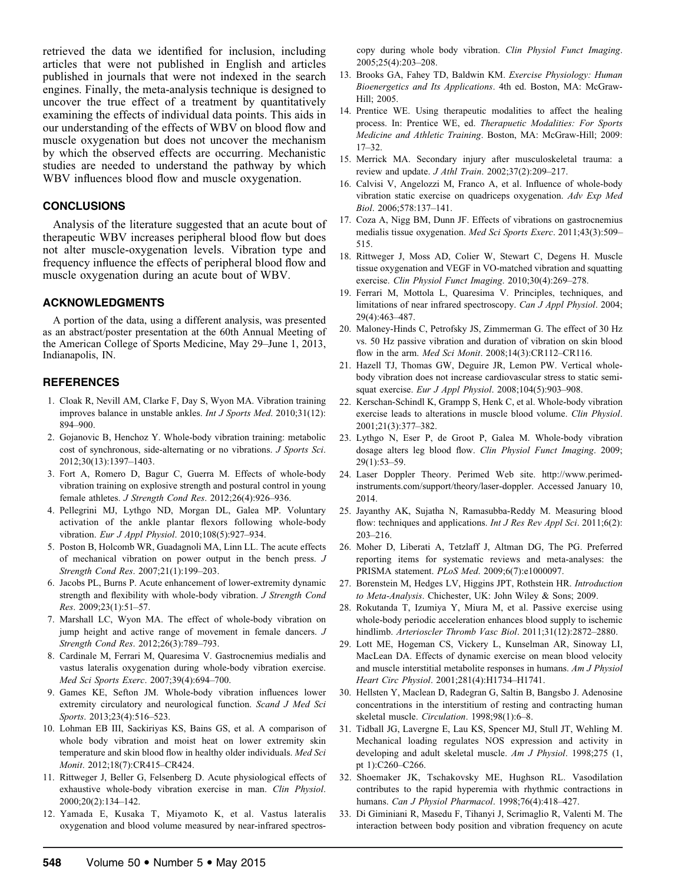retrieved the data we identified for inclusion, including articles that were not published in English and articles published in journals that were not indexed in the search engines. Finally, the meta-analysis technique is designed to uncover the true effect of a treatment by quantitatively examining the effects of individual data points. This aids in our understanding of the effects of WBV on blood flow and muscle oxygenation but does not uncover the mechanism by which the observed effects are occurring. Mechanistic studies are needed to understand the pathway by which WBV influences blood flow and muscle oxygenation.

## CONCLUSIONS

Analysis of the literature suggested that an acute bout of therapeutic WBV increases peripheral blood flow but does not alter muscle-oxygenation levels. Vibration type and frequency influence the effects of peripheral blood flow and muscle oxygenation during an acute bout of WBV.

## ACKNOWLEDGMENTS

A portion of the data, using a different analysis, was presented as an abstract/poster presentation at the 60th Annual Meeting of the American College of Sports Medicine, May 29–June 1, 2013, Indianapolis, IN.

## REFERENCES

1. Cloak R, Nevill AM, Clarke F, Day S, Wyon MA. Vibration training improves balance in unstable ankles. *Int J Sports Med*. 2010;31(12): 894–900.
2. Gojanovic B, Henchoz Y. Whole-body vibration training: metabolic cost of synchronous, side-alternating or no vibrations. *J Sports Sci*. 2012;30(13):1397–1403.
3. Fort A, Romero D, Bagur C, Guerra M. Effects of whole-body vibration training on explosive strength and postural control in young female athletes. *J Strength Cond Res*. 2012;26(4):926–936.
4. Pellegrini MJ, Lythgo ND, Morgan DL, Galea MP. Voluntary activation of the ankle plantar flexors following whole-body vibration. *Eur J Appl Physiol*. 2010;108(5):927–934.
5. Poston B, Holcomb WR, Guadagnoli MA, Linn LL. The acute effects of mechanical vibration on power output in the bench press. *J Strength Cond Res*. 2007;21(1):199–203.
6. Jacobs PL, Burns P. Acute enhancement of lower-extremity dynamic strength and flexibility with whole-body vibration. *J Strength Cond Res*. 2009;23(1):51–57.
7. Marshall LC, Wyon MA. The effect of whole-body vibration on jump height and active range of movement in female dancers. *J Strength Cond Res*. 2012;26(3):789–793.
8. Cardinale M, Ferrari M, Quaresima V. Gastrocnemius medialis and vastus lateralis oxygenation during whole-body vibration exercise. *Med Sci Sports Exerc*. 2007;39(4):694–700.
9. Games KE, Sefton JM. Whole-body vibration influences lower extremity circulatory and neurological function. *Scand J Med Sci Sports*. 2013;23(4):516–523.
10. Lohman EB III, Sackiriyas KS, Bains GS, et al. A comparison of whole body vibration and moist heat on lower extremity skin temperature and skin blood flow in healthy older individuals. *Med Sci Monit*. 2012;18(7):CR415–CR424.
11. Rittweger J, Beller G, Felsenberg D. Acute physiological effects of exhaustive whole-body vibration exercise in man. *Clin Physiol*. 2000;20(2):134–142.
12. Yamada E, Kusaka T, Miyamoto K, et al. Vastus lateralis oxygenation and blood volume measured by near-infrared spectroscopy during whole body vibration. *Clin Physiol Funct Imaging*. 2005;25(4):203–208.
13. Brooks GA, Fahey TD, Baldwin KM. *Exercise Physiology: Human Bioenergetics and Its Applications*. 4th ed. Boston, MA: McGraw-Hill; 2005.
14. Prentice WE. Using therapeutic modalities to affect the healing process. In: Prentice WE, ed. *Therapeutic Modalities: For Sports Medicine and Athletic Training*. Boston, MA: McGraw-Hill; 2009: 17–32.
15. Merrick MA. Secondary injury after musculoskeletal trauma: a review and update. *J Athl Train*. 2002;37(2):209–217.
16. Calvisi V, Angelozzi M, Franco A, et al. Influence of whole-body vibration static exercise on quadriceps oxygenation. *Adv Exp Med Biol*. 2006;578:137–141.
17. Coza A, Nigg BM, Dunn JF. Effects of vibrations on gastrocnemius medialis tissue oxygenation. *Med Sci Sports Exerc*. 2011;43(3):509–515.
18. Rittweger J, Moss AD, Colier W, Stewart C, Degens H. Muscle tissue oxygenation and VEGF in VO-matched vibration and squatting exercise. *Clin Physiol Funct Imaging*. 2010;30(4):269–278.
19. Ferrari M, Mottola L, Quaresima V. Principles, techniques, and limitations of near infrared spectroscopy. *Can J Appl Physiol*. 2004; 29(4):463–487.
20. Maloney-Hinds C, Petrofsky JS, Zimmerman G. The effect of 30 Hz vs. 50 Hz passive vibration and duration of vibration on skin blood flow in the arm. *Med Sci Monit*. 2008;14(3):CR112–CR116.
21. Hazell TJ, Thomas GW, Deguire JR, Lemon PW. Vertical whole-body vibration does not increase cardiovascular stress to static semi-squat exercise. *Eur J Appl Physiol*. 2008;104(5):903–908.
22. Kerschan-Schindl K, Grampp S, Henk C, et al. Whole-body vibration exercise leads to alterations in muscle blood volume. *Clin Physiol*. 2001;21(3):377–382.
23. Lythgo N, Eser P, de Groot P, Galea M. Whole-body vibration dosage alters leg blood flow. *Clin Physiol Funct Imaging*. 2009; 29(1):53–59.
24. Laser Doppler Theory. Perimed Web site. http://www.perimed-instruments.com/support/theory/laser-doppler. Accessed January 10, 2014.
25. Jayanthy AK, Sujatha N, Ramasubba-Reddy M. Measuring blood flow: techniques and applications. *Int J Res Rev Appl Sci*. 2011;6(2): 203–216.
26. Moher D, Liberati A, Tetzlaff J, Altman DG, The PG. Preferred reporting items for systematic reviews and meta-analyses: the PRISMA statement. *PLoS Med*. 2009;6(7):e1000097.
27. Borenstein M, Hedges LV, Higgins JPT, Rothstein HR. *Introduction to Meta-Analysis*. Chichester, UK: John Wiley & Sons; 2009.
28. Rokutanda T, Izumiya Y, Miura M, et al. Passive exercise using whole-body periodic acceleration enhances blood supply to ischemic hindlimb. *Arterioscler Thromb Vasc Biol*. 2011;31(12):2872–2880.
29. Lott ME, Hogeman CS, Vickery L, Kunselman AR, Sinoway LI, MacLean DA. Effects of dynamic exercise on mean blood velocity and muscle interstitial metabolite responses in humans. *Am J Physiol Heart Circ Physiol*. 2001;281(4):H1734–H1741.
30. Hellsten Y, Maclean D, Radegran G, Saltin B, Bangsbo J. Adenosine concentrations in the interstitium of resting and contracting human skeletal muscle. *Circulation*. 1998;98(1):6–8.
31. Tidball JG, Lavergne E, Lau KS, Spencer MJ, Stull JT, Wehling M. Mechanical loading regulates NOS expression and activity in developing and adult skeletal muscle. *Am J Physiol*. 1998;275 (1, pt 1):C260–C266.
32. Shoemaker JK, Tschakovsky ME, Hughson RL. Vasodilation contributes to the rapid hyperemia with rhythmic contractions in humans. *Can J Physiol Pharmacol*. 1998;76(4):418–427.
33. Di Giminiani R, Masedu F, Tihanyi J, Scrimaglio R, Valenti M. The interaction between body position and vibration frequency on acute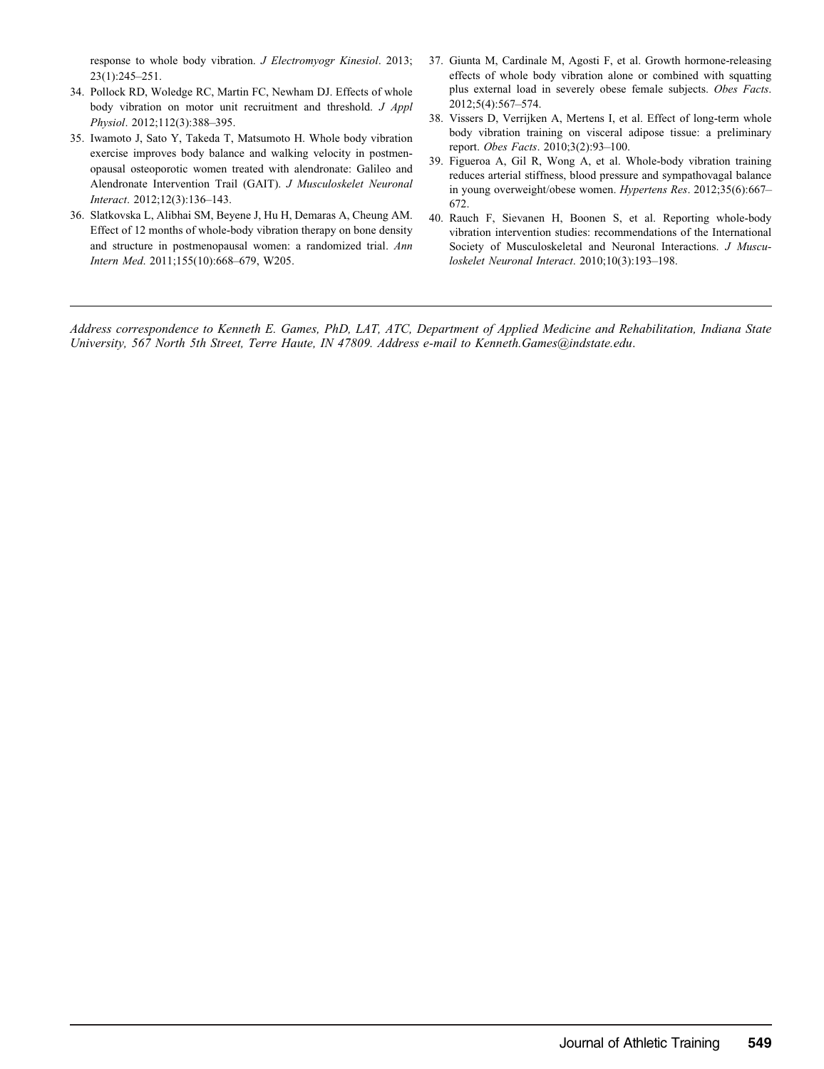response to whole body vibration. *J Electromyogr Kinesiol*. 2013; 23(1):245–251.

34. Pollock RD, Woledge RC, Martin FC, Newham DJ. Effects of whole body vibration on motor unit recruitment and threshold. *J Appl Physiol*. 2012;112(3):388–395.
35. Iwamoto J, Sato Y, Takeda T, Matsumoto H. Whole body vibration exercise improves body balance and walking velocity in postmenopausal osteoporotic women treated with alendronate: Galileo and Alendronate Intervention Trail (GAIT). *J Musculoskelet Neuronal Interact*. 2012;12(3):136–143.
36. Slatkovska L, Alibhai SM, Beyene J, Hu H, Demaras A, Cheung AM. Effect of 12 months of whole-body vibration therapy on bone density and structure in postmenopausal women: a randomized trial. *Ann Intern Med*. 2011;155(10):668–679, W205.
37. Giunta M, Cardinale M, Agosti F, et al. Growth hormone-releasing effects of whole body vibration alone or combined with squatting plus external load in severely obese female subjects. *Obes Facts*. 2012;5(4):567–574.
38. Vissers D, Verrijken A, Mertens I, et al. Effect of long-term whole body vibration training on visceral adipose tissue: a preliminary report. *Obes Facts*. 2010;3(2):93–100.
39. Figueroa A, Gil R, Wong A, et al. Whole-body vibration training reduces arterial stiffness, blood pressure and sympathovagal balance in young overweight/obese women. *Hypertens Res*. 2012;35(6):667–672.
40. Rauch F, Sievanen H, Boonen S, et al. Reporting whole-body vibration intervention studies: recommendations of the International Society of Musculoskeletal and Neuronal Interactions. *J Musculoskelet Neuronal Interact*. 2010;10(3):193–198.

*Address correspondence to Kenneth E. Games, PhD, LAT, ATC, Department of Applied Medicine and Rehabilitation, Indiana State University, 567 North 5th Street, Terre Haute, IN 47809. Address e-mail to Kenneth.Games@indstate.edu.*